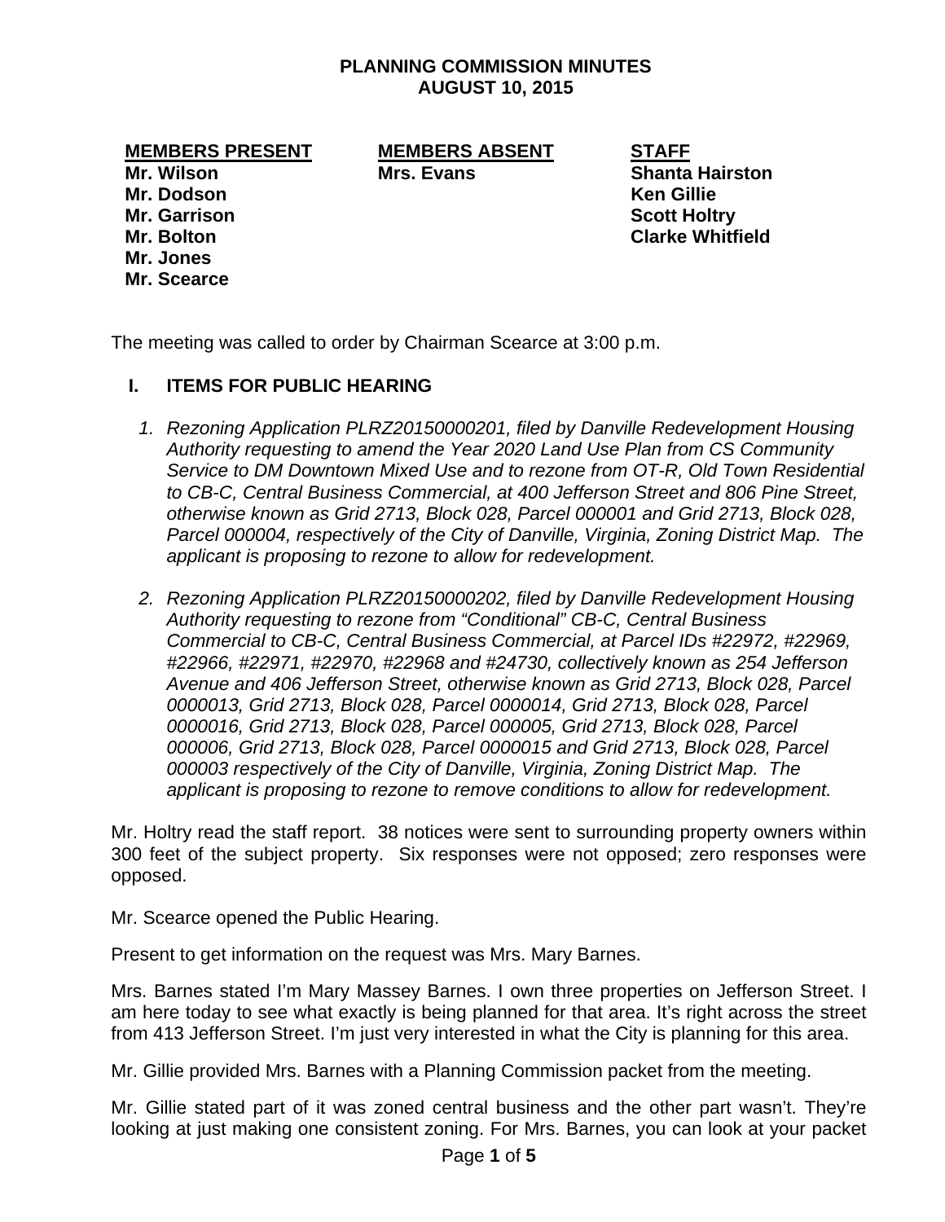# PLANNING COMMISSION MINUTES
## AUGUST 10, 2015

| MEMBERS PRESENT | MEMBERS ABSENT | STAFF |
|---|---|---|
| Mr. Wilson | Mrs. Evans | Shanta Hairston |
| Mr. Dodson | | Ken Gillie |
| Mr. Garrison | | Scott Holtry |
| Mr. Bolton | | Clarke Whitfield |
| Mr. Jones | | |
| Mr. Scearce | | |

The meeting was called to order by Chairman Scearce at 3:00 p.m.

## I. ITEMS FOR PUBLIC HEARING

1. *Rezoning Application PLRZ20150000201, filed by Danville Redevelopment Housing Authority requesting to amend the Year 2020 Land Use Plan from CS Community Service to DM Downtown Mixed Use and to rezone from OT-R, Old Town Residential to CB-C, Central Business Commercial, at 400 Jefferson Street and 806 Pine Street, otherwise known as Grid 2713, Block 028, Parcel 000001 and Grid 2713, Block 028, Parcel 000004, respectively of the City of Danville, Virginia, Zoning District Map. The applicant is proposing to rezone to allow for redevelopment.*

2. *Rezoning Application PLRZ20150000202, filed by Danville Redevelopment Housing Authority requesting to rezone from "Conditional" CB-C, Central Business Commercial to CB-C, Central Business Commercial, at Parcel IDs #22972, #22969, #22966, #22971, #22970, #22968 and #24730, collectively known as 254 Jefferson Avenue and 406 Jefferson Street, otherwise known as Grid 2713, Block 028, Parcel 0000013, Grid 2713, Block 028, Parcel 0000014, Grid 2713, Block 028, Parcel 0000016, Grid 2713, Block 028, Parcel 000005, Grid 2713, Block 028, Parcel 000006, Grid 2713, Block 028, Parcel 0000015 and Grid 2713, Block 028, Parcel 000003 respectively of the City of Danville, Virginia, Zoning District Map. The applicant is proposing to rezone to remove conditions to allow for redevelopment.*

Mr. Holtry read the staff report. 38 notices were sent to surrounding property owners within 300 feet of the subject property. Six responses were not opposed; zero responses were opposed.

Mr. Scearce opened the Public Hearing.

Present to get information on the request was Mrs. Mary Barnes.

Mrs. Barnes stated I'm Mary Massey Barnes. I own three properties on Jefferson Street. I am here today to see what exactly is being planned for that area. It's right across the street from 413 Jefferson Street. I'm just very interested in what the City is planning for this area.

Mr. Gillie provided Mrs. Barnes with a Planning Commission packet from the meeting.

Mr. Gillie stated part of it was zoned central business and the other part wasn't. They're looking at just making one consistent zoning. For Mrs. Barnes, you can look at your packet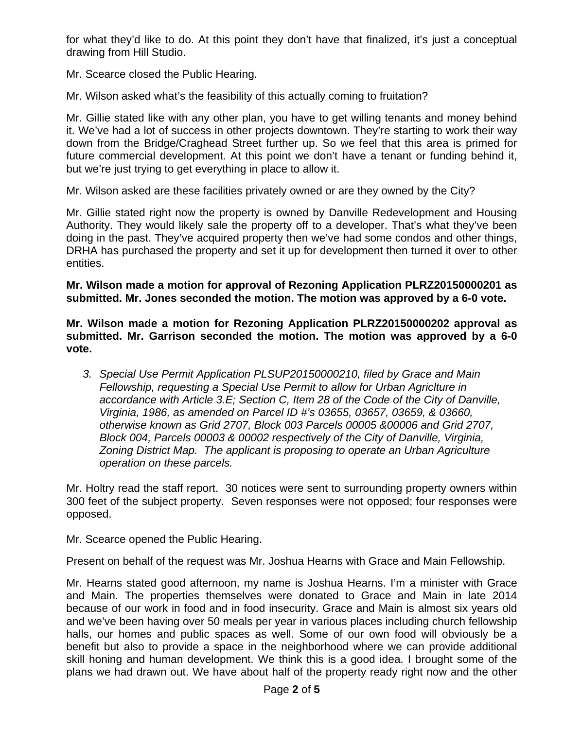for what they'd like to do. At this point they don't have that finalized, it's just a conceptual drawing from Hill Studio.

Mr. Scearce closed the Public Hearing.

Mr. Wilson asked what's the feasibility of this actually coming to fruitation?

Mr. Gillie stated like with any other plan, you have to get willing tenants and money behind it. We've had a lot of success in other projects downtown. They're starting to work their way down from the Bridge/Craghead Street further up. So we feel that this area is primed for future commercial development. At this point we don't have a tenant or funding behind it, but we're just trying to get everything in place to allow it.

Mr. Wilson asked are these facilities privately owned or are they owned by the City?

Mr. Gillie stated right now the property is owned by Danville Redevelopment and Housing Authority. They would likely sale the property off to a developer. That's what they've been doing in the past. They've acquired property then we've had some condos and other things, DRHA has purchased the property and set it up for development then turned it over to other entities.

**Mr. Wilson made a motion for approval of Rezoning Application PLRZ20150000201 as submitted. Mr. Jones seconded the motion. The motion was approved by a 6-0 vote.**

**Mr. Wilson made a motion for Rezoning Application PLRZ20150000202 approval as submitted. Mr. Garrison seconded the motion. The motion was approved by a 6-0 vote.**

3. *Special Use Permit Application PLSUP20150000210, filed by Grace and Main Fellowship, requesting a Special Use Permit to allow for Urban Agriclture in accordance with Article 3.E; Section C, Item 28 of the Code of the City of Danville, Virginia, 1986, as amended on Parcel ID #'s 03655, 03657, 03659, & 03660, otherwise known as Grid 2707, Block 003 Parcels 00005 &00006 and Grid 2707, Block 004, Parcels 00003 & 00002 respectively of the City of Danville, Virginia, Zoning District Map. The applicant is proposing to operate an Urban Agriculture operation on these parcels.*

Mr. Holtry read the staff report. 30 notices were sent to surrounding property owners within 300 feet of the subject property. Seven responses were not opposed; four responses were opposed.

Mr. Scearce opened the Public Hearing.

Present on behalf of the request was Mr. Joshua Hearns with Grace and Main Fellowship.

Mr. Hearns stated good afternoon, my name is Joshua Hearns. I'm a minister with Grace and Main. The properties themselves were donated to Grace and Main in late 2014 because of our work in food and in food insecurity. Grace and Main is almost six years old and we've been having over 50 meals per year in various places including church fellowship halls, our homes and public spaces as well. Some of our own food will obviously be a benefit but also to provide a space in the neighborhood where we can provide additional skill honing and human development. We think this is a good idea. I brought some of the plans we had drawn out. We have about half of the property ready right now and the other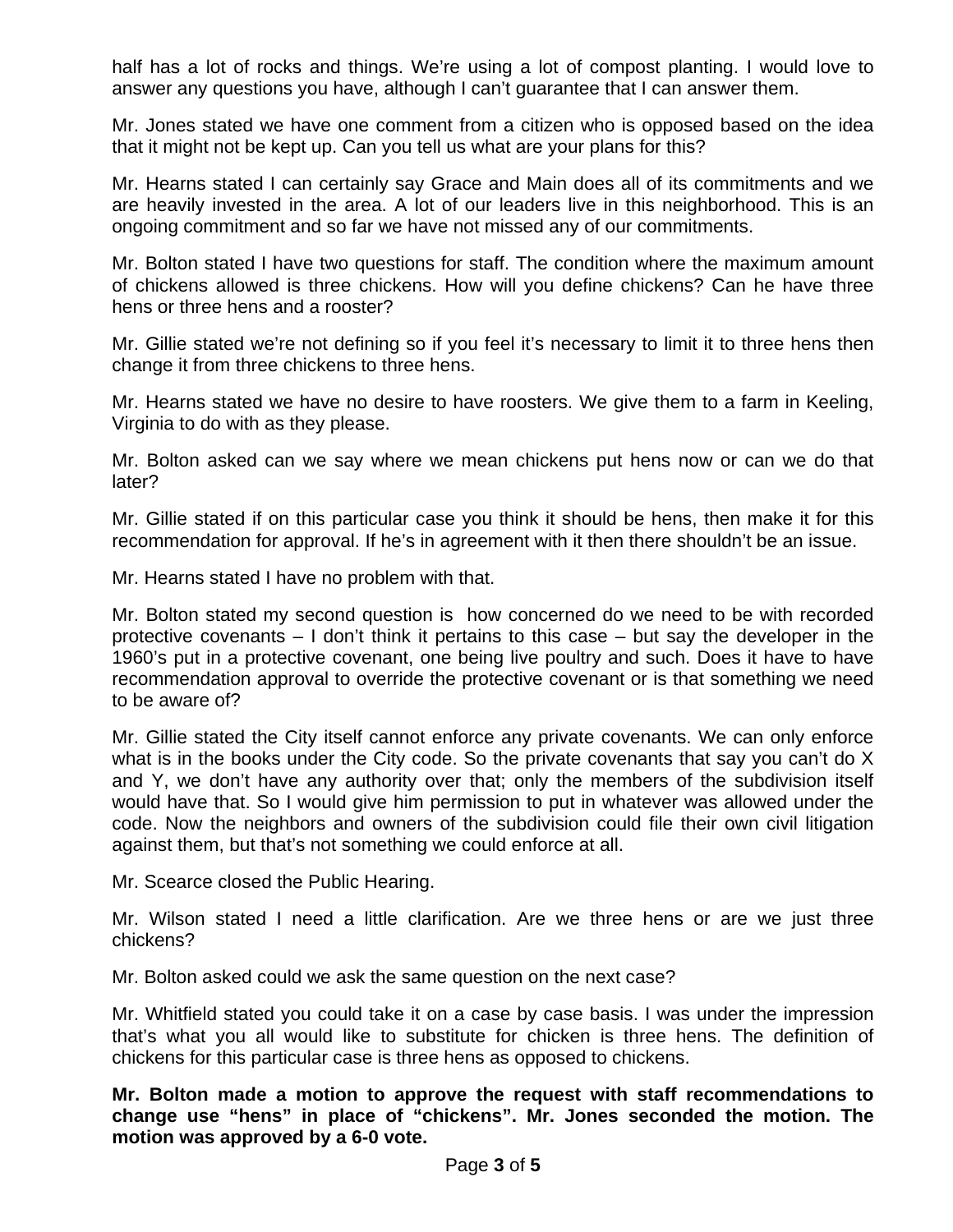half has a lot of rocks and things. We're using a lot of compost planting. I would love to answer any questions you have, although I can't guarantee that I can answer them.

Mr. Jones stated we have one comment from a citizen who is opposed based on the idea that it might not be kept up. Can you tell us what are your plans for this?

Mr. Hearns stated I can certainly say Grace and Main does all of its commitments and we are heavily invested in the area. A lot of our leaders live in this neighborhood. This is an ongoing commitment and so far we have not missed any of our commitments.

Mr. Bolton stated I have two questions for staff. The condition where the maximum amount of chickens allowed is three chickens. How will you define chickens? Can he have three hens or three hens and a rooster?

Mr. Gillie stated we're not defining so if you feel it's necessary to limit it to three hens then change it from three chickens to three hens.

Mr. Hearns stated we have no desire to have roosters. We give them to a farm in Keeling, Virginia to do with as they please.

Mr. Bolton asked can we say where we mean chickens put hens now or can we do that later?

Mr. Gillie stated if on this particular case you think it should be hens, then make it for this recommendation for approval. If he's in agreement with it then there shouldn't be an issue.

Mr. Hearns stated I have no problem with that.

Mr. Bolton stated my second question is how concerned do we need to be with recorded protective covenants – I don't think it pertains to this case – but say the developer in the 1960's put in a protective covenant, one being live poultry and such. Does it have to have recommendation approval to override the protective covenant or is that something we need to be aware of?

Mr. Gillie stated the City itself cannot enforce any private covenants. We can only enforce what is in the books under the City code. So the private covenants that say you can't do X and Y, we don't have any authority over that; only the members of the subdivision itself would have that. So I would give him permission to put in whatever was allowed under the code. Now the neighbors and owners of the subdivision could file their own civil litigation against them, but that's not something we could enforce at all.

Mr. Scearce closed the Public Hearing.

Mr. Wilson stated I need a little clarification. Are we three hens or are we just three chickens?

Mr. Bolton asked could we ask the same question on the next case?

Mr. Whitfield stated you could take it on a case by case basis. I was under the impression that's what you all would like to substitute for chicken is three hens. The definition of chickens for this particular case is three hens as opposed to chickens.

**Mr. Bolton made a motion to approve the request with staff recommendations to change use "hens" in place of "chickens". Mr. Jones seconded the motion. The motion was approved by a 6-0 vote.**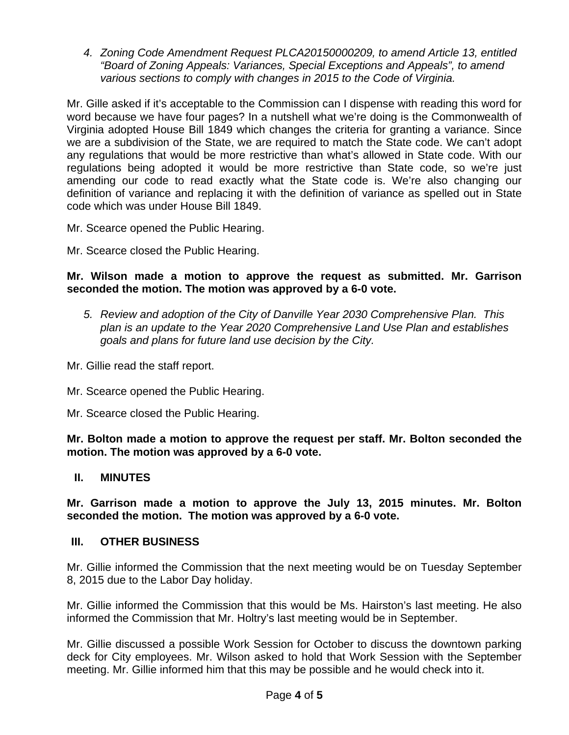4. *Zoning Code Amendment Request PLCA20150000209, to amend Article 13, entitled "Board of Zoning Appeals: Variances, Special Exceptions and Appeals", to amend various sections to comply with changes in 2015 to the Code of Virginia.*

Mr. Gille asked if it's acceptable to the Commission can I dispense with reading this word for word because we have four pages? In a nutshell what we're doing is the Commonwealth of Virginia adopted House Bill 1849 which changes the criteria for granting a variance. Since we are a subdivision of the State, we are required to match the State code. We can't adopt any regulations that would be more restrictive than what's allowed in State code. With our regulations being adopted it would be more restrictive than State code, so we're just amending our code to read exactly what the State code is. We're also changing our definition of variance and replacing it with the definition of variance as spelled out in State code which was under House Bill 1849.

Mr. Scearce opened the Public Hearing.

Mr. Scearce closed the Public Hearing.

**Mr. Wilson made a motion to approve the request as submitted. Mr. Garrison seconded the motion. The motion was approved by a 6-0 vote.**

5. *Review and adoption of the City of Danville Year 2030 Comprehensive Plan. This plan is an update to the Year 2020 Comprehensive Land Use Plan and establishes goals and plans for future land use decision by the City.*

Mr. Gillie read the staff report.

Mr. Scearce opened the Public Hearing.

Mr. Scearce closed the Public Hearing.

**Mr. Bolton made a motion to approve the request per staff. Mr. Bolton seconded the motion. The motion was approved by a 6-0 vote.**

## II. MINUTES

**Mr. Garrison made a motion to approve the July 13, 2015 minutes. Mr. Bolton seconded the motion. The motion was approved by a 6-0 vote.**

## III. OTHER BUSINESS

Mr. Gillie informed the Commission that the next meeting would be on Tuesday September 8, 2015 due to the Labor Day holiday.

Mr. Gillie informed the Commission that this would be Ms. Hairston's last meeting. He also informed the Commission that Mr. Holtry's last meeting would be in September.

Mr. Gillie discussed a possible Work Session for October to discuss the downtown parking deck for City employees. Mr. Wilson asked to hold that Work Session with the September meeting. Mr. Gillie informed him that this may be possible and he would check into it.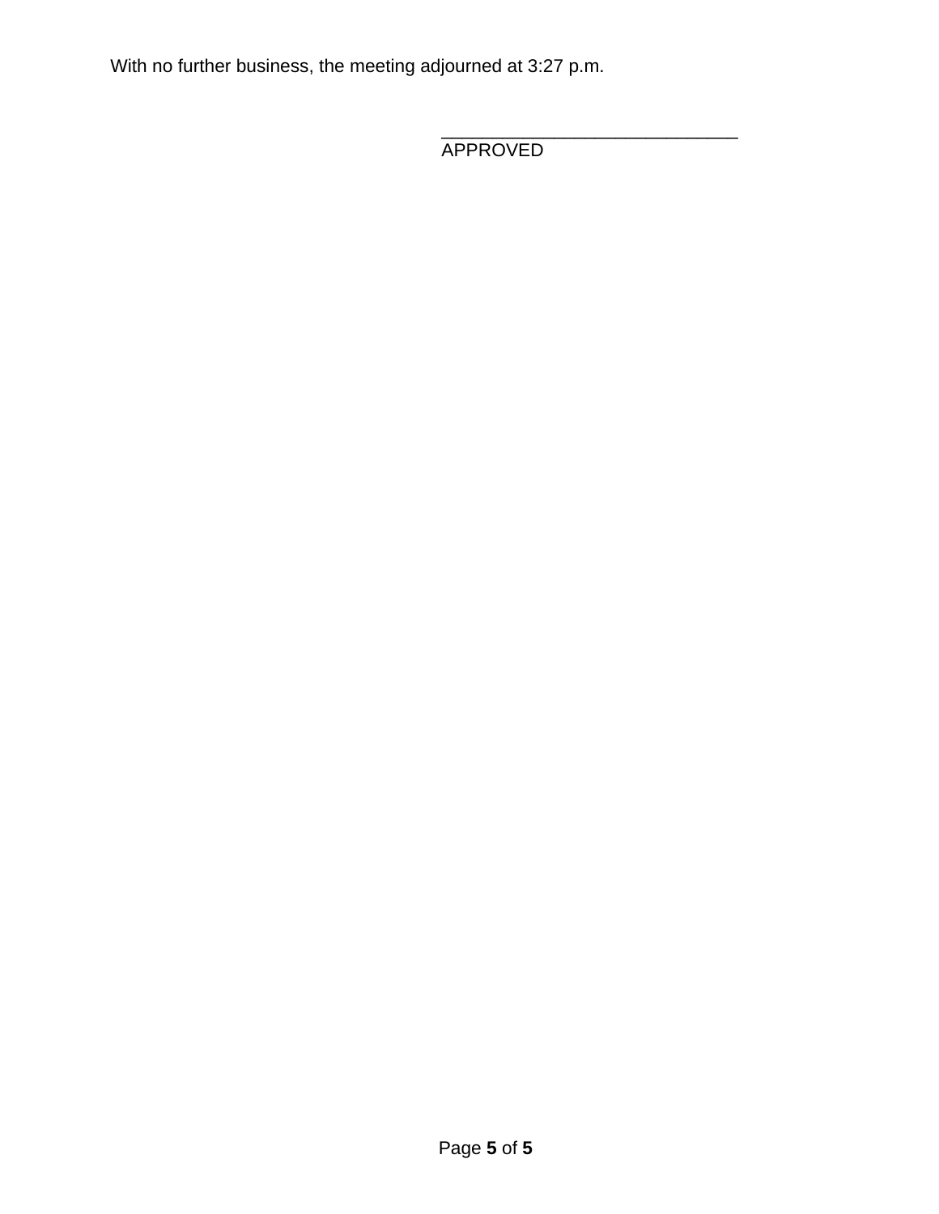With no further business, the meeting adjourned at 3:27 p.m.

______________________________
APPROVED